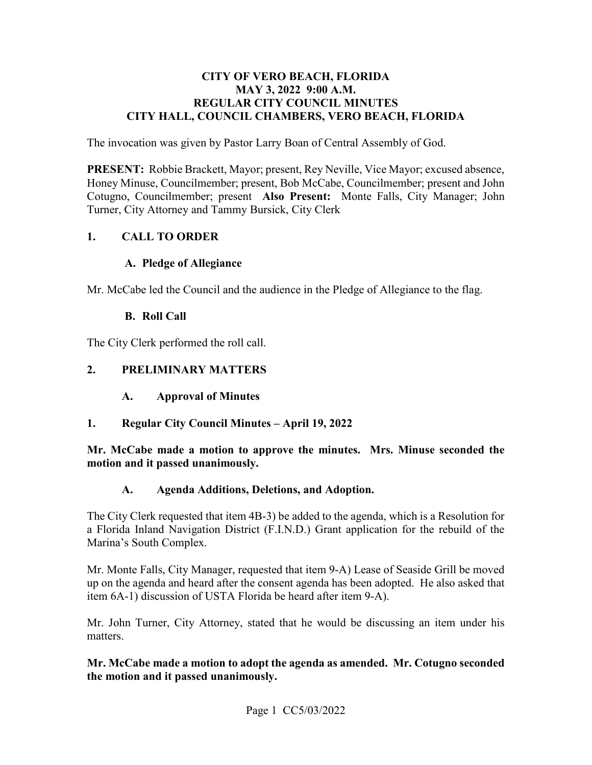# CITY OF VERO BEACH, FLORIDA
## MAY 3, 2022 9:00 A.M.
## REGULAR CITY COUNCIL MINUTES
## CITY HALL, COUNCIL CHAMBERS, VERO BEACH, FLORIDA

The invocation was given by Pastor Larry Boan of Central Assembly of God.

**PRESENT:** Robbie Brackett, Mayor; present, Rey Neville, Vice Mayor; excused absence, Honey Minuse, Councilmember; present, Bob McCabe, Councilmember; present and John Cotugno, Councilmember; present **Also Present:** Monte Falls, City Manager; John Turner, City Attorney and Tammy Bursick, City Clerk

## 1. CALL TO ORDER

### A. Pledge of Allegiance

Mr. McCabe led the Council and the audience in the Pledge of Allegiance to the flag.

### B. Roll Call

The City Clerk performed the roll call.

## 2. PRELIMINARY MATTERS

### A. Approval of Minutes

### 1. Regular City Council Minutes – April 19, 2022

**Mr. McCabe made a motion to approve the minutes. Mrs. Minuse seconded the motion and it passed unanimously.**

### A. Agenda Additions, Deletions, and Adoption.

The City Clerk requested that item 4B-3) be added to the agenda, which is a Resolution for a Florida Inland Navigation District (F.I.N.D.) Grant application for the rebuild of the Marina's South Complex.

Mr. Monte Falls, City Manager, requested that item 9-A) Lease of Seaside Grill be moved up on the agenda and heard after the consent agenda has been adopted. He also asked that item 6A-1) discussion of USTA Florida be heard after item 9-A).

Mr. John Turner, City Attorney, stated that he would be discussing an item under his matters.

**Mr. McCabe made a motion to adopt the agenda as amended. Mr. Cotugno seconded the motion and it passed unanimously.**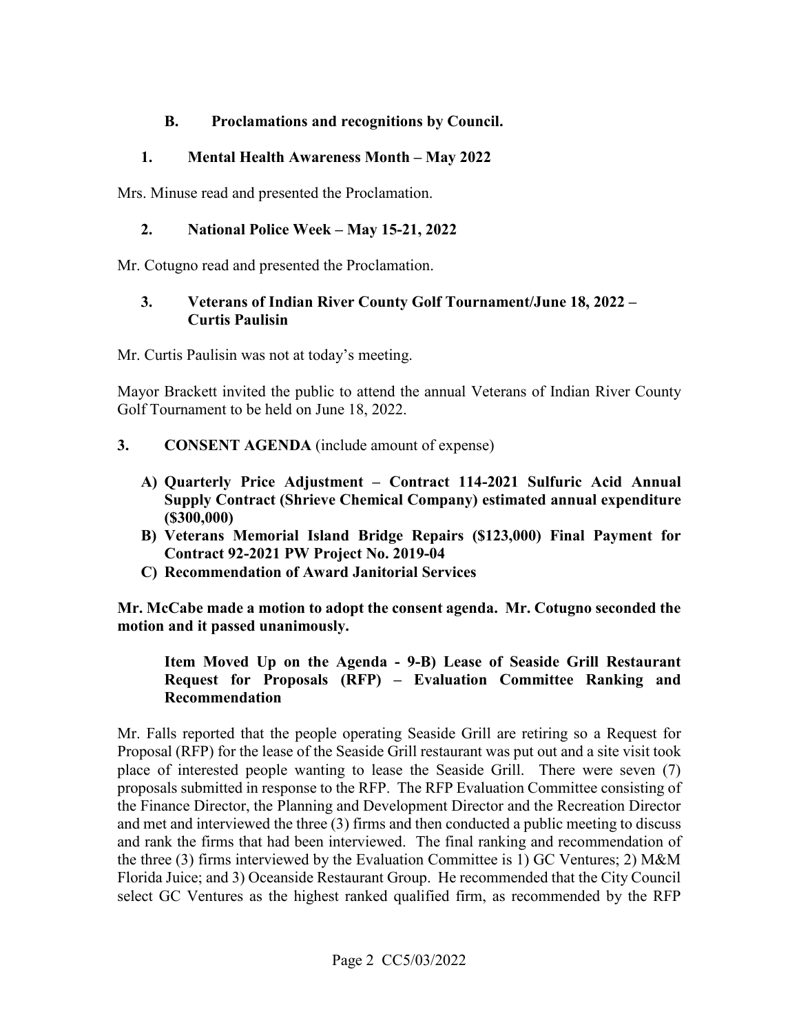### B. Proclamations and recognitions by Council.

#### 1. Mental Health Awareness Month – May 2022

Mrs. Minuse read and presented the Proclamation.

#### 2. National Police Week – May 15-21, 2022

Mr. Cotugno read and presented the Proclamation.

#### 3. Veterans of Indian River County Golf Tournament/June 18, 2022 – Curtis Paulisin

Mr. Curtis Paulisin was not at today's meeting.

Mayor Brackett invited the public to attend the annual Veterans of Indian River County Golf Tournament to be held on June 18, 2022.

## 3. CONSENT AGENDA (include amount of expense)

**A) Quarterly Price Adjustment – Contract 114-2021 Sulfuric Acid Annual Supply Contract (Shrieve Chemical Company) estimated annual expenditure ($300,000)**
**B) Veterans Memorial Island Bridge Repairs ($123,000) Final Payment for Contract 92-2021 PW Project No. 2019-04**
**C) Recommendation of Award Janitorial Services**

**Mr. McCabe made a motion to adopt the consent agenda. Mr. Cotugno seconded the motion and it passed unanimously.**

**Item Moved Up on the Agenda - 9-B) Lease of Seaside Grill Restaurant Request for Proposals (RFP) – Evaluation Committee Ranking and Recommendation**

Mr. Falls reported that the people operating Seaside Grill are retiring so a Request for Proposal (RFP) for the lease of the Seaside Grill restaurant was put out and a site visit took place of interested people wanting to lease the Seaside Grill. There were seven (7) proposals submitted in response to the RFP. The RFP Evaluation Committee consisting of the Finance Director, the Planning and Development Director and the Recreation Director and met and interviewed the three (3) firms and then conducted a public meeting to discuss and rank the firms that had been interviewed. The final ranking and recommendation of the three (3) firms interviewed by the Evaluation Committee is 1) GC Ventures; 2) M&M Florida Juice; and 3) Oceanside Restaurant Group. He recommended that the City Council select GC Ventures as the highest ranked qualified firm, as recommended by the RFP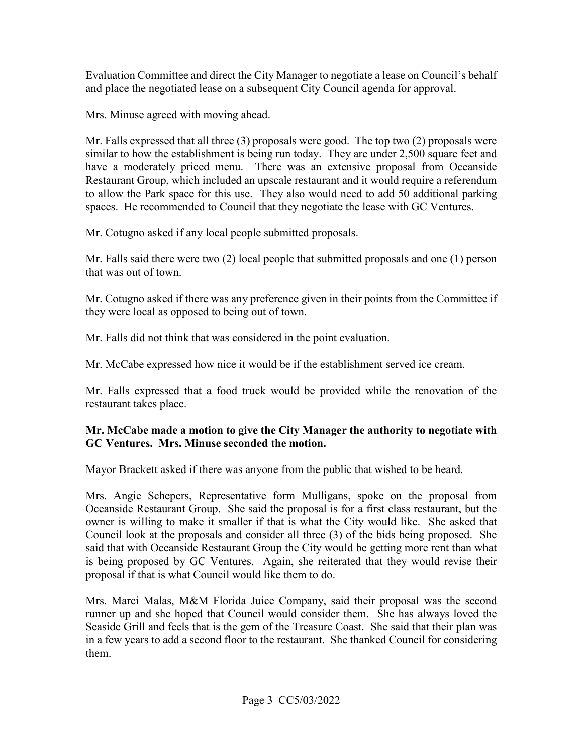Evaluation Committee and direct the City Manager to negotiate a lease on Council's behalf and place the negotiated lease on a subsequent City Council agenda for approval.

Mrs. Minuse agreed with moving ahead.

Mr. Falls expressed that all three (3) proposals were good. The top two (2) proposals were similar to how the establishment is being run today. They are under 2,500 square feet and have a moderately priced menu. There was an extensive proposal from Oceanside Restaurant Group, which included an upscale restaurant and it would require a referendum to allow the Park space for this use. They also would need to add 50 additional parking spaces. He recommended to Council that they negotiate the lease with GC Ventures.

Mr. Cotugno asked if any local people submitted proposals.

Mr. Falls said there were two (2) local people that submitted proposals and one (1) person that was out of town.

Mr. Cotugno asked if there was any preference given in their points from the Committee if they were local as opposed to being out of town.

Mr. Falls did not think that was considered in the point evaluation.

Mr. McCabe expressed how nice it would be if the establishment served ice cream.

Mr. Falls expressed that a food truck would be provided while the renovation of the restaurant takes place.

**Mr. McCabe made a motion to give the City Manager the authority to negotiate with GC Ventures. Mrs. Minuse seconded the motion.**

Mayor Brackett asked if there was anyone from the public that wished to be heard.

Mrs. Angie Schepers, Representative form Mulligans, spoke on the proposal from Oceanside Restaurant Group. She said the proposal is for a first class restaurant, but the owner is willing to make it smaller if that is what the City would like. She asked that Council look at the proposals and consider all three (3) of the bids being proposed. She said that with Oceanside Restaurant Group the City would be getting more rent than what is being proposed by GC Ventures. Again, she reiterated that they would revise their proposal if that is what Council would like them to do.

Mrs. Marci Malas, M&M Florida Juice Company, said their proposal was the second runner up and she hoped that Council would consider them. She has always loved the Seaside Grill and feels that is the gem of the Treasure Coast. She said that their plan was in a few years to add a second floor to the restaurant. She thanked Council for considering them.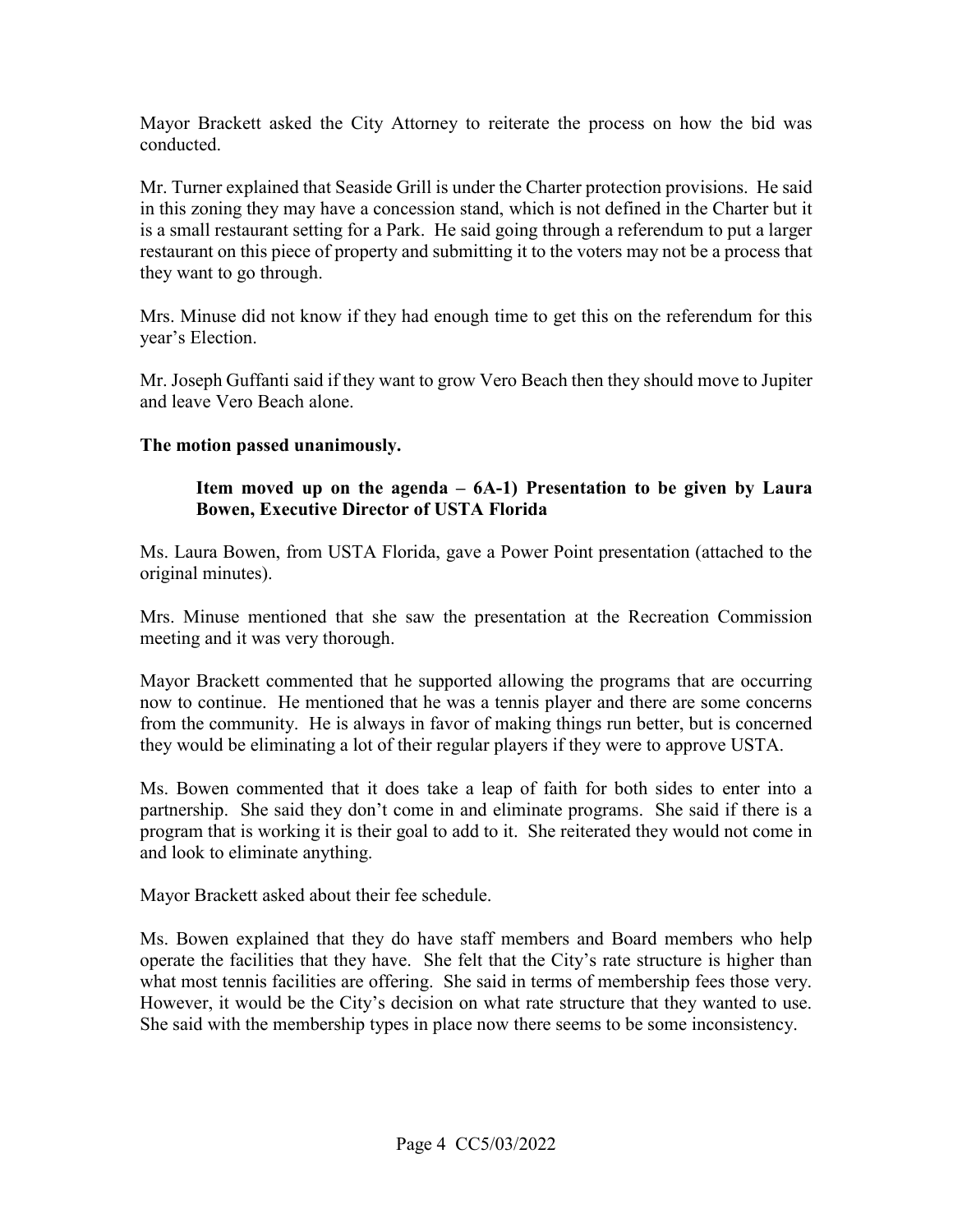Mayor Brackett asked the City Attorney to reiterate the process on how the bid was conducted.

Mr. Turner explained that Seaside Grill is under the Charter protection provisions. He said in this zoning they may have a concession stand, which is not defined in the Charter but it is a small restaurant setting for a Park. He said going through a referendum to put a larger restaurant on this piece of property and submitting it to the voters may not be a process that they want to go through.

Mrs. Minuse did not know if they had enough time to get this on the referendum for this year's Election.

Mr. Joseph Guffanti said if they want to grow Vero Beach then they should move to Jupiter and leave Vero Beach alone.

**The motion passed unanimously.**

**Item moved up on the agenda – 6A-1) Presentation to be given by Laura Bowen, Executive Director of USTA Florida**

Ms. Laura Bowen, from USTA Florida, gave a Power Point presentation (attached to the original minutes).

Mrs. Minuse mentioned that she saw the presentation at the Recreation Commission meeting and it was very thorough.

Mayor Brackett commented that he supported allowing the programs that are occurring now to continue. He mentioned that he was a tennis player and there are some concerns from the community. He is always in favor of making things run better, but is concerned they would be eliminating a lot of their regular players if they were to approve USTA.

Ms. Bowen commented that it does take a leap of faith for both sides to enter into a partnership. She said they don't come in and eliminate programs. She said if there is a program that is working it is their goal to add to it. She reiterated they would not come in and look to eliminate anything.

Mayor Brackett asked about their fee schedule.

Ms. Bowen explained that they do have staff members and Board members who help operate the facilities that they have. She felt that the City's rate structure is higher than what most tennis facilities are offering. She said in terms of membership fees those very. However, it would be the City's decision on what rate structure that they wanted to use. She said with the membership types in place now there seems to be some inconsistency.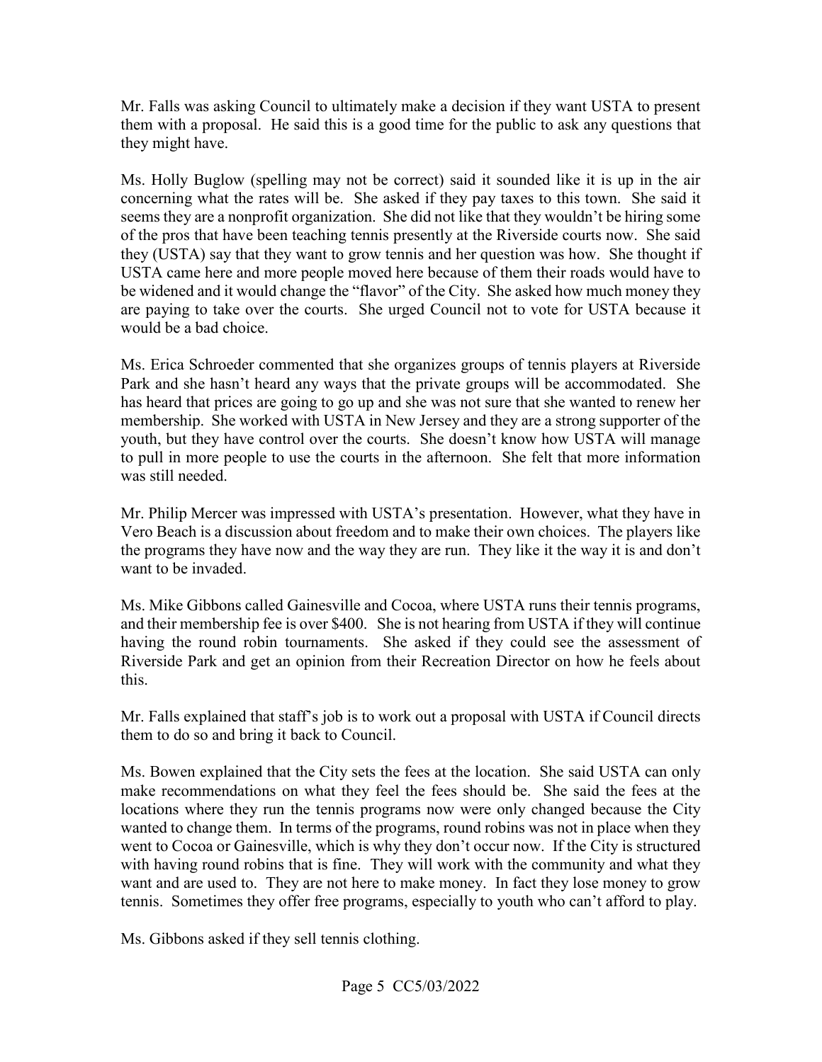Mr. Falls was asking Council to ultimately make a decision if they want USTA to present them with a proposal. He said this is a good time for the public to ask any questions that they might have.

Ms. Holly Buglow (spelling may not be correct) said it sounded like it is up in the air concerning what the rates will be. She asked if they pay taxes to this town. She said it seems they are a nonprofit organization. She did not like that they wouldn't be hiring some of the pros that have been teaching tennis presently at the Riverside courts now. She said they (USTA) say that they want to grow tennis and her question was how. She thought if USTA came here and more people moved here because of them their roads would have to be widened and it would change the "flavor" of the City. She asked how much money they are paying to take over the courts. She urged Council not to vote for USTA because it would be a bad choice.

Ms. Erica Schroeder commented that she organizes groups of tennis players at Riverside Park and she hasn't heard any ways that the private groups will be accommodated. She has heard that prices are going to go up and she was not sure that she wanted to renew her membership. She worked with USTA in New Jersey and they are a strong supporter of the youth, but they have control over the courts. She doesn't know how USTA will manage to pull in more people to use the courts in the afternoon. She felt that more information was still needed.

Mr. Philip Mercer was impressed with USTA's presentation. However, what they have in Vero Beach is a discussion about freedom and to make their own choices. The players like the programs they have now and the way they are run. They like it the way it is and don't want to be invaded.

Ms. Mike Gibbons called Gainesville and Cocoa, where USTA runs their tennis programs, and their membership fee is over $400. She is not hearing from USTA if they will continue having the round robin tournaments. She asked if they could see the assessment of Riverside Park and get an opinion from their Recreation Director on how he feels about this.

Mr. Falls explained that staff's job is to work out a proposal with USTA if Council directs them to do so and bring it back to Council.

Ms. Bowen explained that the City sets the fees at the location. She said USTA can only make recommendations on what they feel the fees should be. She said the fees at the locations where they run the tennis programs now were only changed because the City wanted to change them. In terms of the programs, round robins was not in place when they went to Cocoa or Gainesville, which is why they don't occur now. If the City is structured with having round robins that is fine. They will work with the community and what they want and are used to. They are not here to make money. In fact they lose money to grow tennis. Sometimes they offer free programs, especially to youth who can't afford to play.

Ms. Gibbons asked if they sell tennis clothing.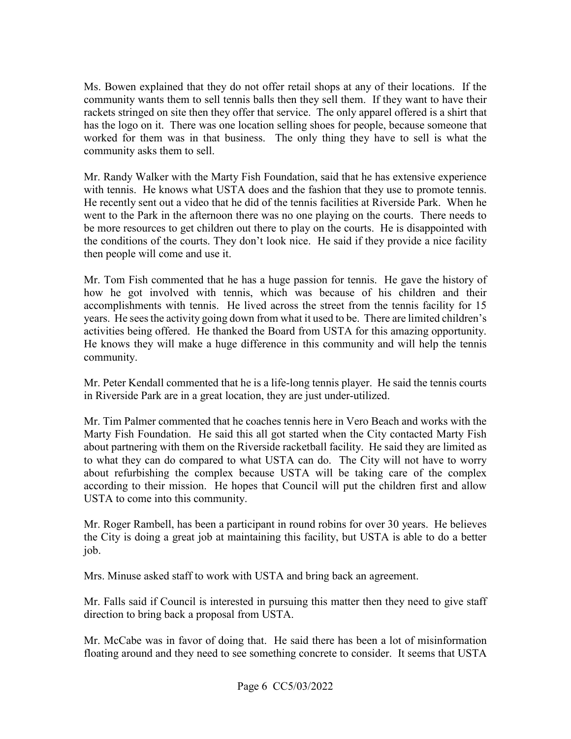Ms. Bowen explained that they do not offer retail shops at any of their locations. If the community wants them to sell tennis balls then they sell them. If they want to have their rackets stringed on site then they offer that service. The only apparel offered is a shirt that has the logo on it. There was one location selling shoes for people, because someone that worked for them was in that business. The only thing they have to sell is what the community asks them to sell.

Mr. Randy Walker with the Marty Fish Foundation, said that he has extensive experience with tennis. He knows what USTA does and the fashion that they use to promote tennis. He recently sent out a video that he did of the tennis facilities at Riverside Park. When he went to the Park in the afternoon there was no one playing on the courts. There needs to be more resources to get children out there to play on the courts. He is disappointed with the conditions of the courts. They don't look nice. He said if they provide a nice facility then people will come and use it.

Mr. Tom Fish commented that he has a huge passion for tennis. He gave the history of how he got involved with tennis, which was because of his children and their accomplishments with tennis. He lived across the street from the tennis facility for 15 years. He sees the activity going down from what it used to be. There are limited children's activities being offered. He thanked the Board from USTA for this amazing opportunity. He knows they will make a huge difference in this community and will help the tennis community.

Mr. Peter Kendall commented that he is a life-long tennis player. He said the tennis courts in Riverside Park are in a great location, they are just under-utilized.

Mr. Tim Palmer commented that he coaches tennis here in Vero Beach and works with the Marty Fish Foundation. He said this all got started when the City contacted Marty Fish about partnering with them on the Riverside racketball facility. He said they are limited as to what they can do compared to what USTA can do. The City will not have to worry about refurbishing the complex because USTA will be taking care of the complex according to their mission. He hopes that Council will put the children first and allow USTA to come into this community.

Mr. Roger Rambell, has been a participant in round robins for over 30 years. He believes the City is doing a great job at maintaining this facility, but USTA is able to do a better job.

Mrs. Minuse asked staff to work with USTA and bring back an agreement.

Mr. Falls said if Council is interested in pursuing this matter then they need to give staff direction to bring back a proposal from USTA.

Mr. McCabe was in favor of doing that. He said there has been a lot of misinformation floating around and they need to see something concrete to consider. It seems that USTA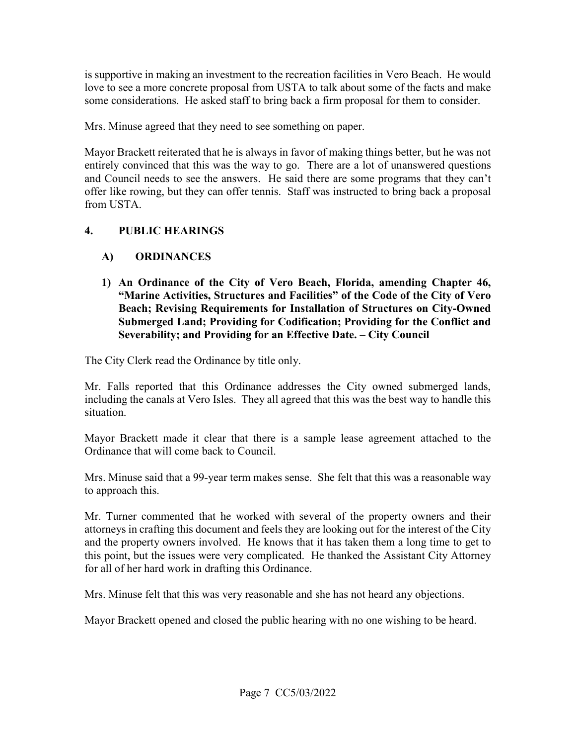is supportive in making an investment to the recreation facilities in Vero Beach. He would love to see a more concrete proposal from USTA to talk about some of the facts and make some considerations. He asked staff to bring back a firm proposal for them to consider.

Mrs. Minuse agreed that they need to see something on paper.

Mayor Brackett reiterated that he is always in favor of making things better, but he was not entirely convinced that this was the way to go. There are a lot of unanswered questions and Council needs to see the answers. He said there are some programs that they can't offer like rowing, but they can offer tennis. Staff was instructed to bring back a proposal from USTA.

## 4. PUBLIC HEARINGS

### A) ORDINANCES

**1) An Ordinance of the City of Vero Beach, Florida, amending Chapter 46, "Marine Activities, Structures and Facilities" of the Code of the City of Vero Beach; Revising Requirements for Installation of Structures on City-Owned Submerged Land; Providing for Codification; Providing for the Conflict and Severability; and Providing for an Effective Date. – City Council**

The City Clerk read the Ordinance by title only.

Mr. Falls reported that this Ordinance addresses the City owned submerged lands, including the canals at Vero Isles. They all agreed that this was the best way to handle this situation.

Mayor Brackett made it clear that there is a sample lease agreement attached to the Ordinance that will come back to Council.

Mrs. Minuse said that a 99-year term makes sense. She felt that this was a reasonable way to approach this.

Mr. Turner commented that he worked with several of the property owners and their attorneys in crafting this document and feels they are looking out for the interest of the City and the property owners involved. He knows that it has taken them a long time to get to this point, but the issues were very complicated. He thanked the Assistant City Attorney for all of her hard work in drafting this Ordinance.

Mrs. Minuse felt that this was very reasonable and she has not heard any objections.

Mayor Brackett opened and closed the public hearing with no one wishing to be heard.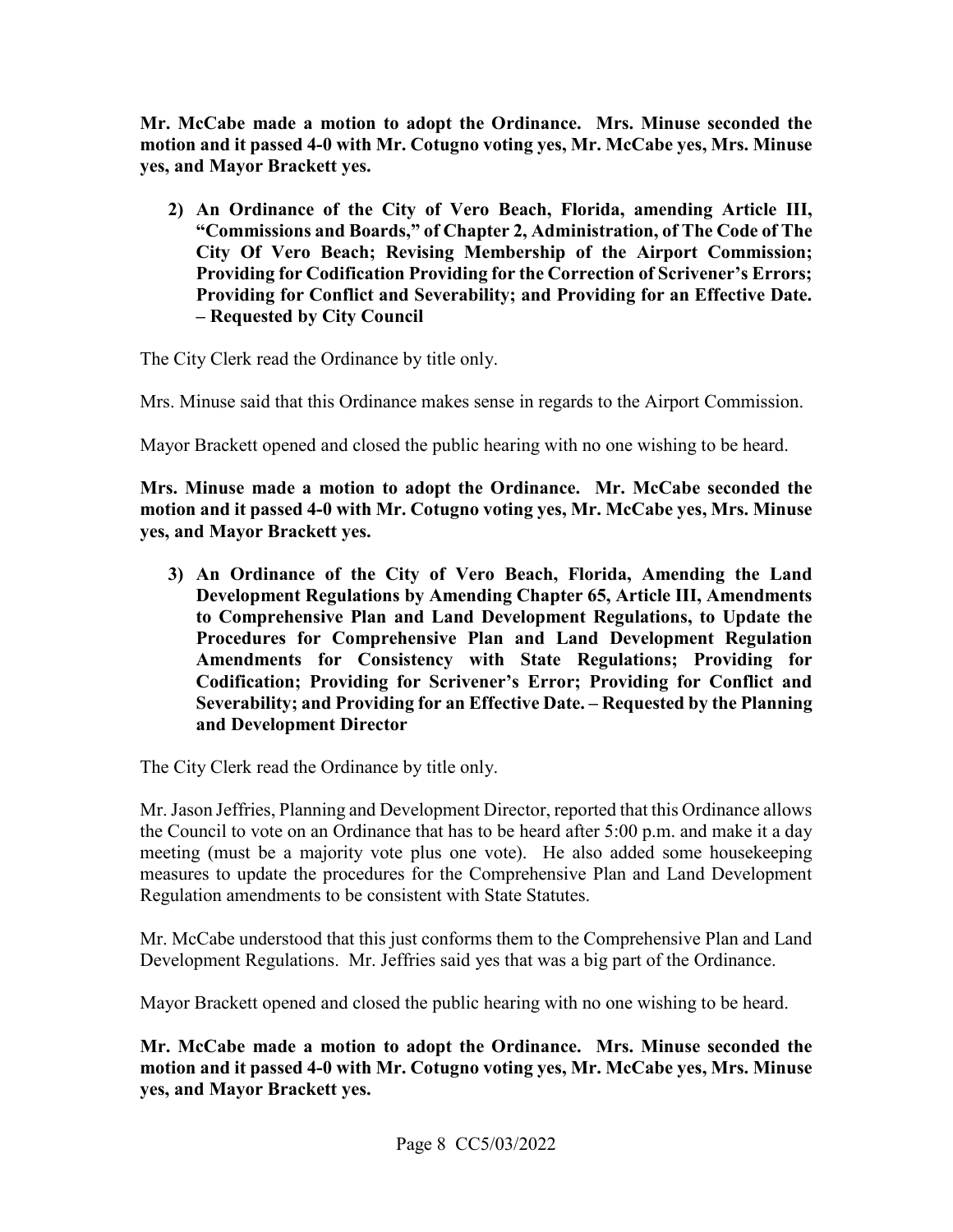**Mr. McCabe made a motion to adopt the Ordinance. Mrs. Minuse seconded the motion and it passed 4-0 with Mr. Cotugno voting yes, Mr. McCabe yes, Mrs. Minuse yes, and Mayor Brackett yes.**

2) **An Ordinance of the City of Vero Beach, Florida, amending Article III, "Commissions and Boards," of Chapter 2, Administration, of The Code of The City Of Vero Beach; Revising Membership of the Airport Commission; Providing for Codification Providing for the Correction of Scrivener's Errors; Providing for Conflict and Severability; and Providing for an Effective Date. – Requested by City Council**

The City Clerk read the Ordinance by title only.

Mrs. Minuse said that this Ordinance makes sense in regards to the Airport Commission.

Mayor Brackett opened and closed the public hearing with no one wishing to be heard.

**Mrs. Minuse made a motion to adopt the Ordinance. Mr. McCabe seconded the motion and it passed 4-0 with Mr. Cotugno voting yes, Mr. McCabe yes, Mrs. Minuse yes, and Mayor Brackett yes.**

3) **An Ordinance of the City of Vero Beach, Florida, Amending the Land Development Regulations by Amending Chapter 65, Article III, Amendments to Comprehensive Plan and Land Development Regulations, to Update the Procedures for Comprehensive Plan and Land Development Regulation Amendments for Consistency with State Regulations; Providing for Codification; Providing for Scrivener's Error; Providing for Conflict and Severability; and Providing for an Effective Date. – Requested by the Planning and Development Director**

The City Clerk read the Ordinance by title only.

Mr. Jason Jeffries, Planning and Development Director, reported that this Ordinance allows the Council to vote on an Ordinance that has to be heard after 5:00 p.m. and make it a day meeting (must be a majority vote plus one vote). He also added some housekeeping measures to update the procedures for the Comprehensive Plan and Land Development Regulation amendments to be consistent with State Statutes.

Mr. McCabe understood that this just conforms them to the Comprehensive Plan and Land Development Regulations. Mr. Jeffries said yes that was a big part of the Ordinance.

Mayor Brackett opened and closed the public hearing with no one wishing to be heard.

**Mr. McCabe made a motion to adopt the Ordinance. Mrs. Minuse seconded the motion and it passed 4-0 with Mr. Cotugno voting yes, Mr. McCabe yes, Mrs. Minuse yes, and Mayor Brackett yes.**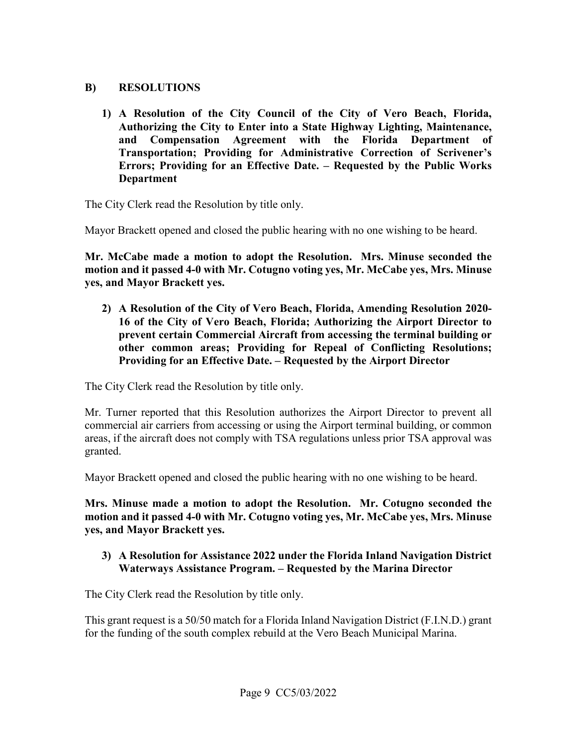## B) RESOLUTIONS

**1) A Resolution of the City Council of the City of Vero Beach, Florida, Authorizing the City to Enter into a State Highway Lighting, Maintenance, and Compensation Agreement with the Florida Department of Transportation; Providing for Administrative Correction of Scrivener's Errors; Providing for an Effective Date. – Requested by the Public Works Department**

The City Clerk read the Resolution by title only.

Mayor Brackett opened and closed the public hearing with no one wishing to be heard.

**Mr. McCabe made a motion to adopt the Resolution. Mrs. Minuse seconded the motion and it passed 4-0 with Mr. Cotugno voting yes, Mr. McCabe yes, Mrs. Minuse yes, and Mayor Brackett yes.**

**2) A Resolution of the City of Vero Beach, Florida, Amending Resolution 2020-16 of the City of Vero Beach, Florida; Authorizing the Airport Director to prevent certain Commercial Aircraft from accessing the terminal building or other common areas; Providing for Repeal of Conflicting Resolutions; Providing for an Effective Date. – Requested by the Airport Director**

The City Clerk read the Resolution by title only.

Mr. Turner reported that this Resolution authorizes the Airport Director to prevent all commercial air carriers from accessing or using the Airport terminal building, or common areas, if the aircraft does not comply with TSA regulations unless prior TSA approval was granted.

Mayor Brackett opened and closed the public hearing with no one wishing to be heard.

**Mrs. Minuse made a motion to adopt the Resolution. Mr. Cotugno seconded the motion and it passed 4-0 with Mr. Cotugno voting yes, Mr. McCabe yes, Mrs. Minuse yes, and Mayor Brackett yes.**

**3) A Resolution for Assistance 2022 under the Florida Inland Navigation District Waterways Assistance Program. – Requested by the Marina Director**

The City Clerk read the Resolution by title only.

This grant request is a 50/50 match for a Florida Inland Navigation District (F.I.N.D.) grant for the funding of the south complex rebuild at the Vero Beach Municipal Marina.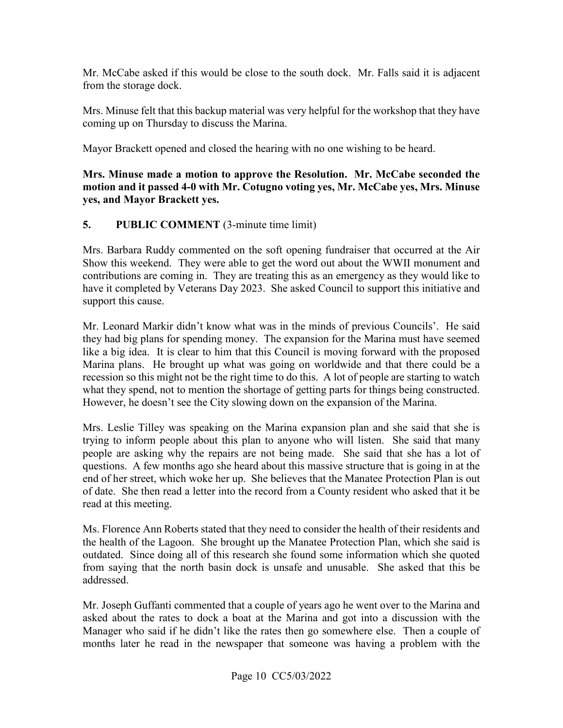Mr. McCabe asked if this would be close to the south dock. Mr. Falls said it is adjacent from the storage dock.

Mrs. Minuse felt that this backup material was very helpful for the workshop that they have coming up on Thursday to discuss the Marina.

Mayor Brackett opened and closed the hearing with no one wishing to be heard.

**Mrs. Minuse made a motion to approve the Resolution. Mr. McCabe seconded the motion and it passed 4-0 with Mr. Cotugno voting yes, Mr. McCabe yes, Mrs. Minuse yes, and Mayor Brackett yes.**

**5. PUBLIC COMMENT** (3-minute time limit)

Mrs. Barbara Ruddy commented on the soft opening fundraiser that occurred at the Air Show this weekend. They were able to get the word out about the WWII monument and contributions are coming in. They are treating this as an emergency as they would like to have it completed by Veterans Day 2023. She asked Council to support this initiative and support this cause.

Mr. Leonard Markir didn't know what was in the minds of previous Councils'. He said they had big plans for spending money. The expansion for the Marina must have seemed like a big idea. It is clear to him that this Council is moving forward with the proposed Marina plans. He brought up what was going on worldwide and that there could be a recession so this might not be the right time to do this. A lot of people are starting to watch what they spend, not to mention the shortage of getting parts for things being constructed. However, he doesn't see the City slowing down on the expansion of the Marina.

Mrs. Leslie Tilley was speaking on the Marina expansion plan and she said that she is trying to inform people about this plan to anyone who will listen. She said that many people are asking why the repairs are not being made. She said that she has a lot of questions. A few months ago she heard about this massive structure that is going in at the end of her street, which woke her up. She believes that the Manatee Protection Plan is out of date. She then read a letter into the record from a County resident who asked that it be read at this meeting.

Ms. Florence Ann Roberts stated that they need to consider the health of their residents and the health of the Lagoon. She brought up the Manatee Protection Plan, which she said is outdated. Since doing all of this research she found some information which she quoted from saying that the north basin dock is unsafe and unusable. She asked that this be addressed.

Mr. Joseph Guffanti commented that a couple of years ago he went over to the Marina and asked about the rates to dock a boat at the Marina and got into a discussion with the Manager who said if he didn't like the rates then go somewhere else. Then a couple of months later he read in the newspaper that someone was having a problem with the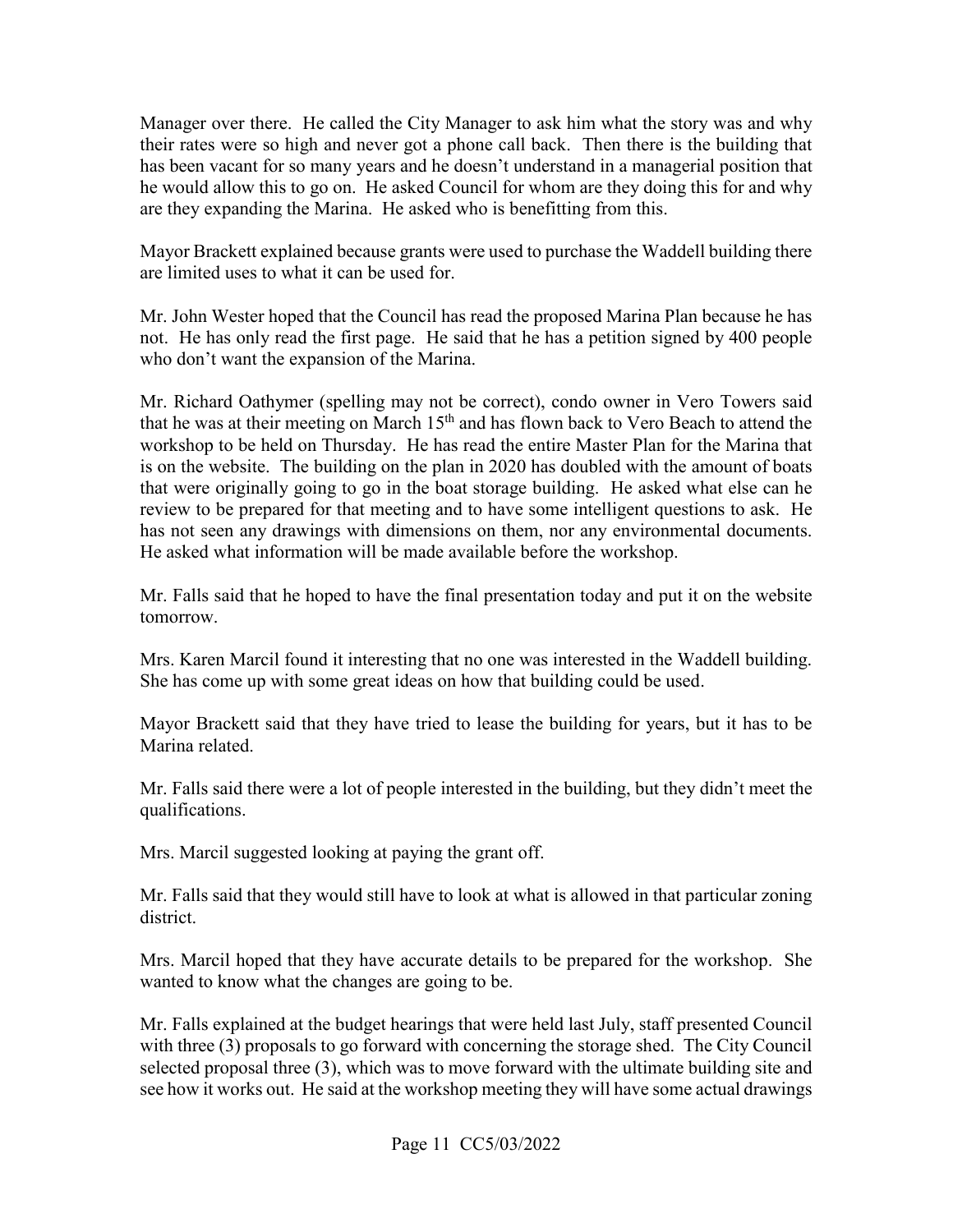Manager over there. He called the City Manager to ask him what the story was and why their rates were so high and never got a phone call back. Then there is the building that has been vacant for so many years and he doesn't understand in a managerial position that he would allow this to go on. He asked Council for whom are they doing this for and why are they expanding the Marina. He asked who is benefitting from this.

Mayor Brackett explained because grants were used to purchase the Waddell building there are limited uses to what it can be used for.

Mr. John Wester hoped that the Council has read the proposed Marina Plan because he has not. He has only read the first page. He said that he has a petition signed by 400 people who don't want the expansion of the Marina.

Mr. Richard Oathymer (spelling may not be correct), condo owner in Vero Towers said that he was at their meeting on March 15th and has flown back to Vero Beach to attend the workshop to be held on Thursday. He has read the entire Master Plan for the Marina that is on the website. The building on the plan in 2020 has doubled with the amount of boats that were originally going to go in the boat storage building. He asked what else can he review to be prepared for that meeting and to have some intelligent questions to ask. He has not seen any drawings with dimensions on them, nor any environmental documents. He asked what information will be made available before the workshop.

Mr. Falls said that he hoped to have the final presentation today and put it on the website tomorrow.

Mrs. Karen Marcil found it interesting that no one was interested in the Waddell building. She has come up with some great ideas on how that building could be used.

Mayor Brackett said that they have tried to lease the building for years, but it has to be Marina related.

Mr. Falls said there were a lot of people interested in the building, but they didn't meet the qualifications.

Mrs. Marcil suggested looking at paying the grant off.

Mr. Falls said that they would still have to look at what is allowed in that particular zoning district.

Mrs. Marcil hoped that they have accurate details to be prepared for the workshop. She wanted to know what the changes are going to be.

Mr. Falls explained at the budget hearings that were held last July, staff presented Council with three (3) proposals to go forward with concerning the storage shed. The City Council selected proposal three (3), which was to move forward with the ultimate building site and see how it works out. He said at the workshop meeting they will have some actual drawings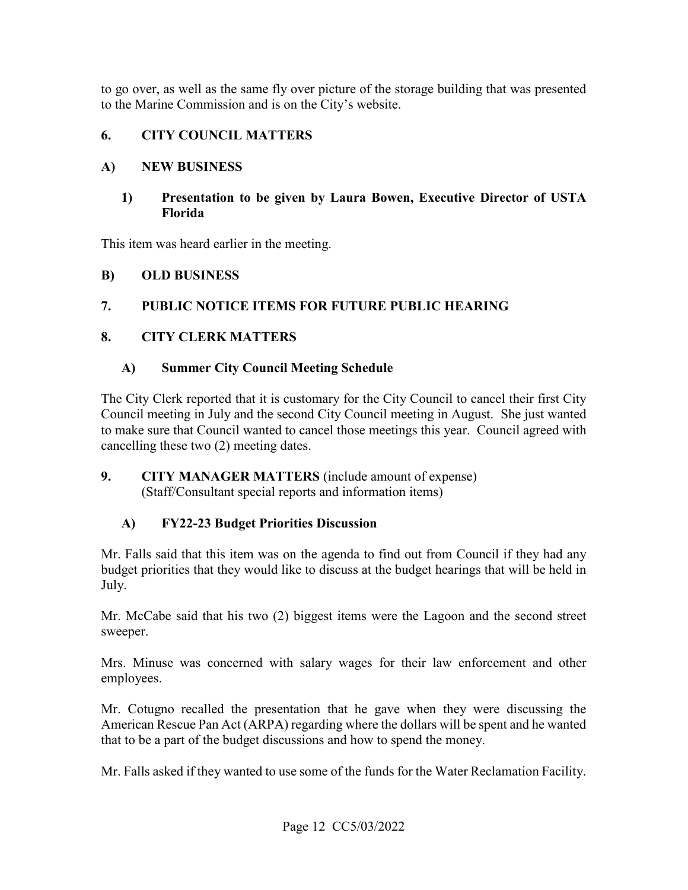to go over, as well as the same fly over picture of the storage building that was presented to the Marine Commission and is on the City's website.

## 6. CITY COUNCIL MATTERS

### A) NEW BUSINESS

#### 1) Presentation to be given by Laura Bowen, Executive Director of USTA Florida

This item was heard earlier in the meeting.

### B) OLD BUSINESS

## 7. PUBLIC NOTICE ITEMS FOR FUTURE PUBLIC HEARING

## 8. CITY CLERK MATTERS

### A) Summer City Council Meeting Schedule

The City Clerk reported that it is customary for the City Council to cancel their first City Council meeting in July and the second City Council meeting in August. She just wanted to make sure that Council wanted to cancel those meetings this year. Council agreed with cancelling these two (2) meeting dates.

## 9. CITY MANAGER MATTERS (include amount of expense)
(Staff/Consultant special reports and information items)

### A) FY22-23 Budget Priorities Discussion

Mr. Falls said that this item was on the agenda to find out from Council if they had any budget priorities that they would like to discuss at the budget hearings that will be held in July.

Mr. McCabe said that his two (2) biggest items were the Lagoon and the second street sweeper.

Mrs. Minuse was concerned with salary wages for their law enforcement and other employees.

Mr. Cotugno recalled the presentation that he gave when they were discussing the American Rescue Pan Act (ARPA) regarding where the dollars will be spent and he wanted that to be a part of the budget discussions and how to spend the money.

Mr. Falls asked if they wanted to use some of the funds for the Water Reclamation Facility.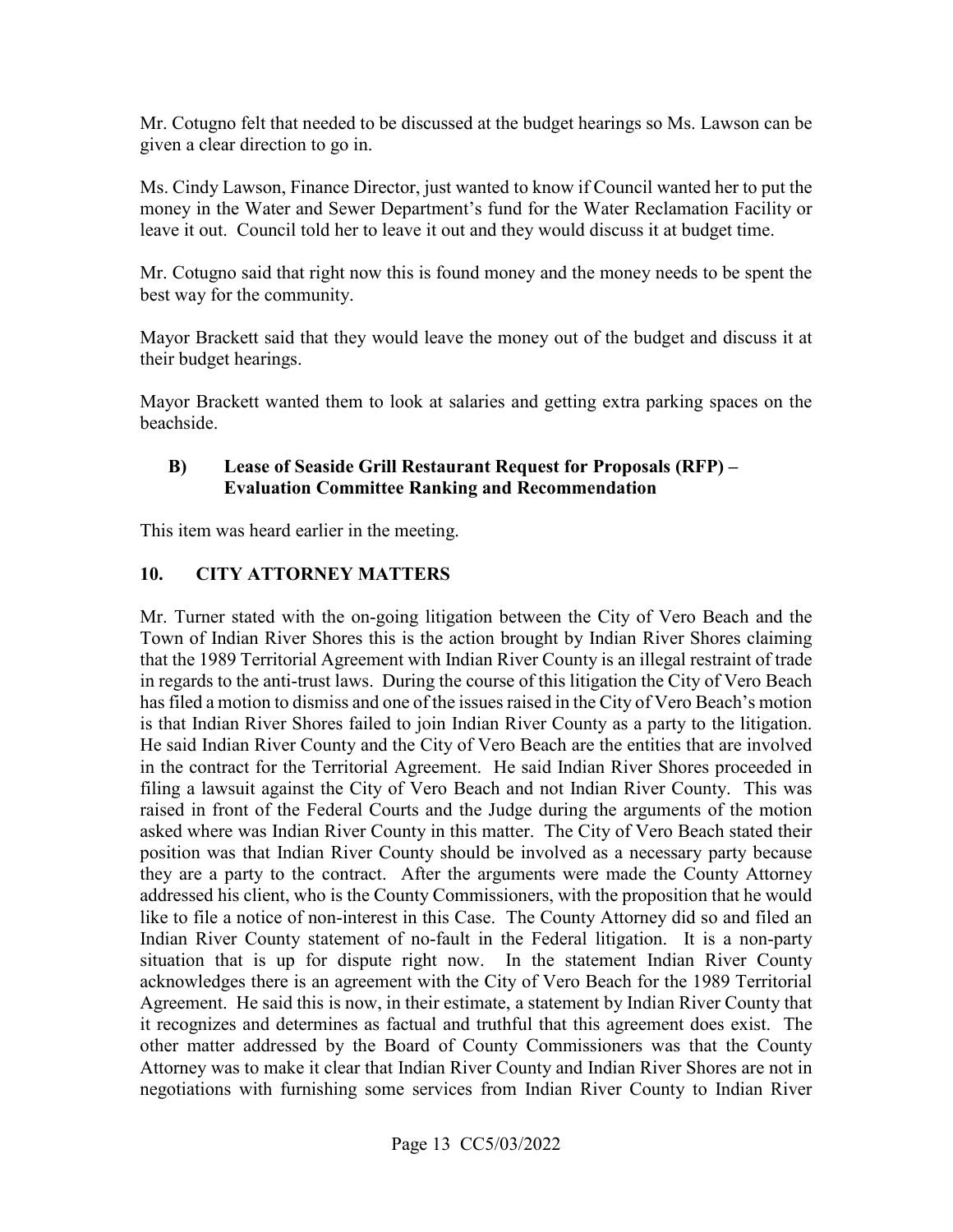Mr. Cotugno felt that needed to be discussed at the budget hearings so Ms. Lawson can be given a clear direction to go in.

Ms. Cindy Lawson, Finance Director, just wanted to know if Council wanted her to put the money in the Water and Sewer Department's fund for the Water Reclamation Facility or leave it out. Council told her to leave it out and they would discuss it at budget time.

Mr. Cotugno said that right now this is found money and the money needs to be spent the best way for the community.

Mayor Brackett said that they would leave the money out of the budget and discuss it at their budget hearings.

Mayor Brackett wanted them to look at salaries and getting extra parking spaces on the beachside.

**B) Lease of Seaside Grill Restaurant Request for Proposals (RFP) – Evaluation Committee Ranking and Recommendation**

This item was heard earlier in the meeting.

## 10. CITY ATTORNEY MATTERS

Mr. Turner stated with the on-going litigation between the City of Vero Beach and the Town of Indian River Shores this is the action brought by Indian River Shores claiming that the 1989 Territorial Agreement with Indian River County is an illegal restraint of trade in regards to the anti-trust laws. During the course of this litigation the City of Vero Beach has filed a motion to dismiss and one of the issues raised in the City of Vero Beach's motion is that Indian River Shores failed to join Indian River County as a party to the litigation. He said Indian River County and the City of Vero Beach are the entities that are involved in the contract for the Territorial Agreement. He said Indian River Shores proceeded in filing a lawsuit against the City of Vero Beach and not Indian River County. This was raised in front of the Federal Courts and the Judge during the arguments of the motion asked where was Indian River County in this matter. The City of Vero Beach stated their position was that Indian River County should be involved as a necessary party because they are a party to the contract. After the arguments were made the County Attorney addressed his client, who is the County Commissioners, with the proposition that he would like to file a notice of non-interest in this Case. The County Attorney did so and filed an Indian River County statement of no-fault in the Federal litigation. It is a non-party situation that is up for dispute right now. In the statement Indian River County acknowledges there is an agreement with the City of Vero Beach for the 1989 Territorial Agreement. He said this is now, in their estimate, a statement by Indian River County that it recognizes and determines as factual and truthful that this agreement does exist. The other matter addressed by the Board of County Commissioners was that the County Attorney was to make it clear that Indian River County and Indian River Shores are not in negotiations with furnishing some services from Indian River County to Indian River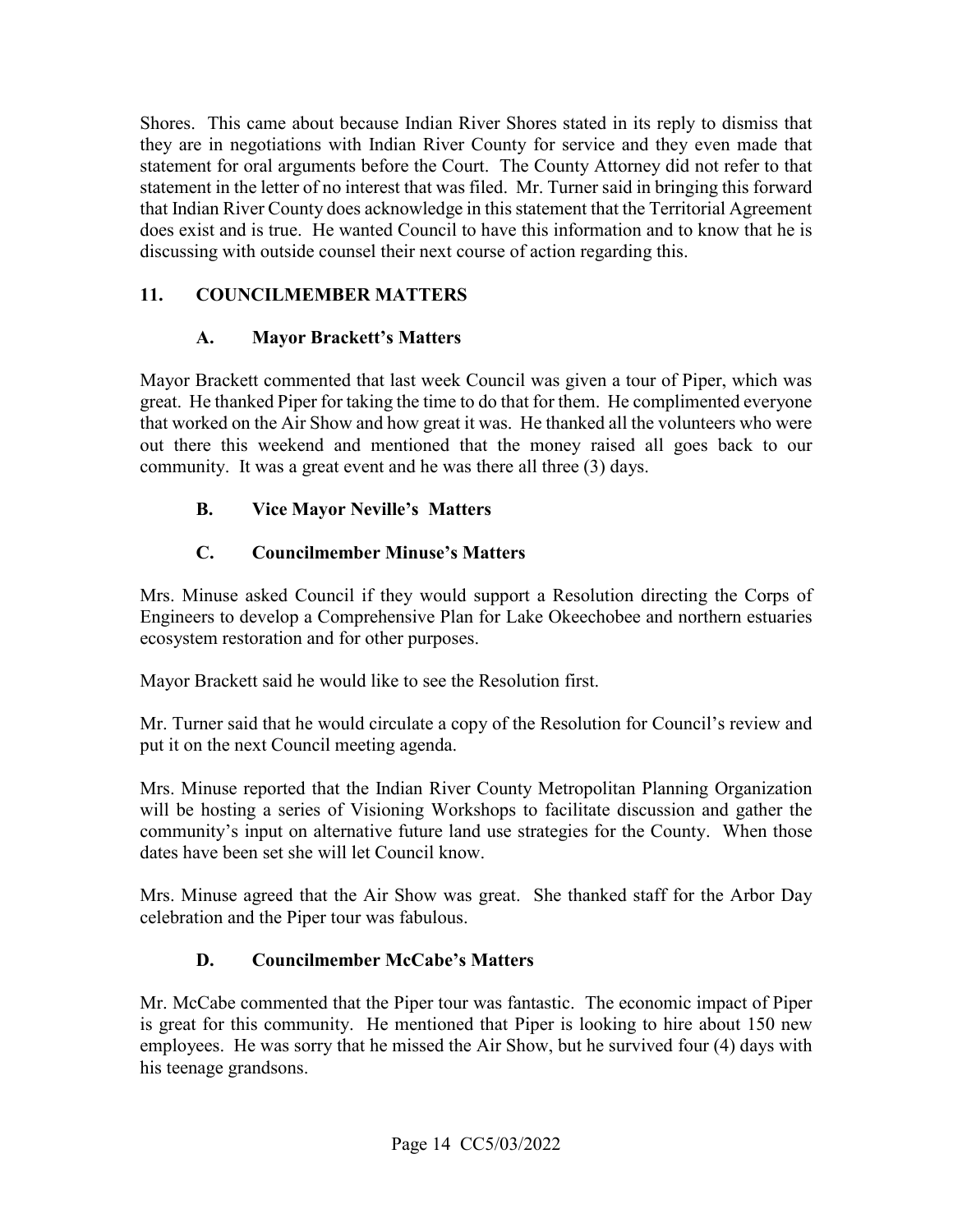Shores. This came about because Indian River Shores stated in its reply to dismiss that they are in negotiations with Indian River County for service and they even made that statement for oral arguments before the Court. The County Attorney did not refer to that statement in the letter of no interest that was filed. Mr. Turner said in bringing this forward that Indian River County does acknowledge in this statement that the Territorial Agreement does exist and is true. He wanted Council to have this information and to know that he is discussing with outside counsel their next course of action regarding this.

## 11. COUNCILMEMBER MATTERS

### A. Mayor Brackett's Matters

Mayor Brackett commented that last week Council was given a tour of Piper, which was great. He thanked Piper for taking the time to do that for them. He complimented everyone that worked on the Air Show and how great it was. He thanked all the volunteers who were out there this weekend and mentioned that the money raised all goes back to our community. It was a great event and he was there all three (3) days.

### B. Vice Mayor Neville's Matters

### C. Councilmember Minuse's Matters

Mrs. Minuse asked Council if they would support a Resolution directing the Corps of Engineers to develop a Comprehensive Plan for Lake Okeechobee and northern estuaries ecosystem restoration and for other purposes.

Mayor Brackett said he would like to see the Resolution first.

Mr. Turner said that he would circulate a copy of the Resolution for Council's review and put it on the next Council meeting agenda.

Mrs. Minuse reported that the Indian River County Metropolitan Planning Organization will be hosting a series of Visioning Workshops to facilitate discussion and gather the community's input on alternative future land use strategies for the County. When those dates have been set she will let Council know.

Mrs. Minuse agreed that the Air Show was great. She thanked staff for the Arbor Day celebration and the Piper tour was fabulous.

### D. Councilmember McCabe's Matters

Mr. McCabe commented that the Piper tour was fantastic. The economic impact of Piper is great for this community. He mentioned that Piper is looking to hire about 150 new employees. He was sorry that he missed the Air Show, but he survived four (4) days with his teenage grandsons.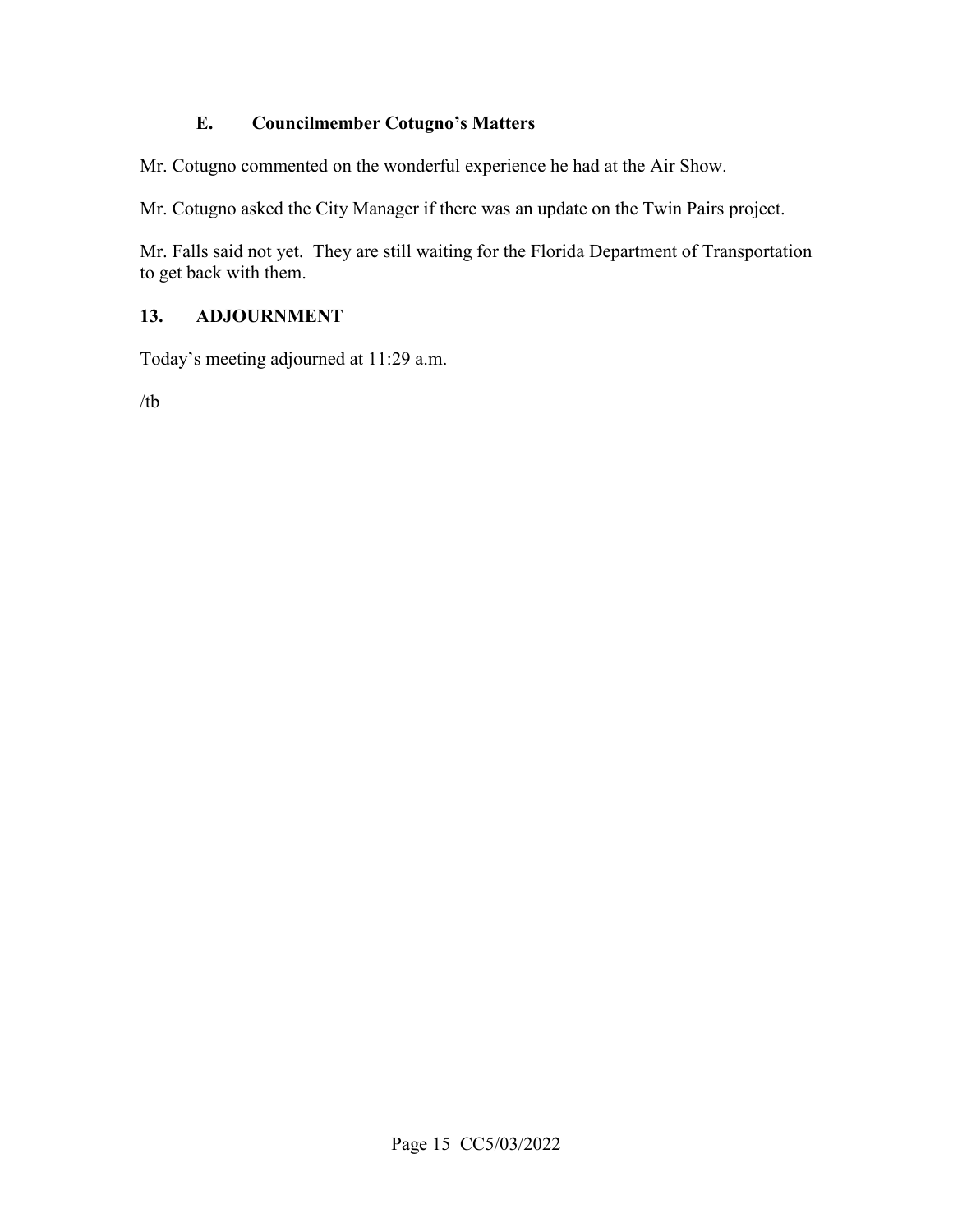### E. Councilmember Cotugno's Matters

Mr. Cotugno commented on the wonderful experience he had at the Air Show.

Mr. Cotugno asked the City Manager if there was an update on the Twin Pairs project.

Mr. Falls said not yet. They are still waiting for the Florida Department of Transportation to get back with them.

## 13. ADJOURNMENT

Today's meeting adjourned at 11:29 a.m.

/tb